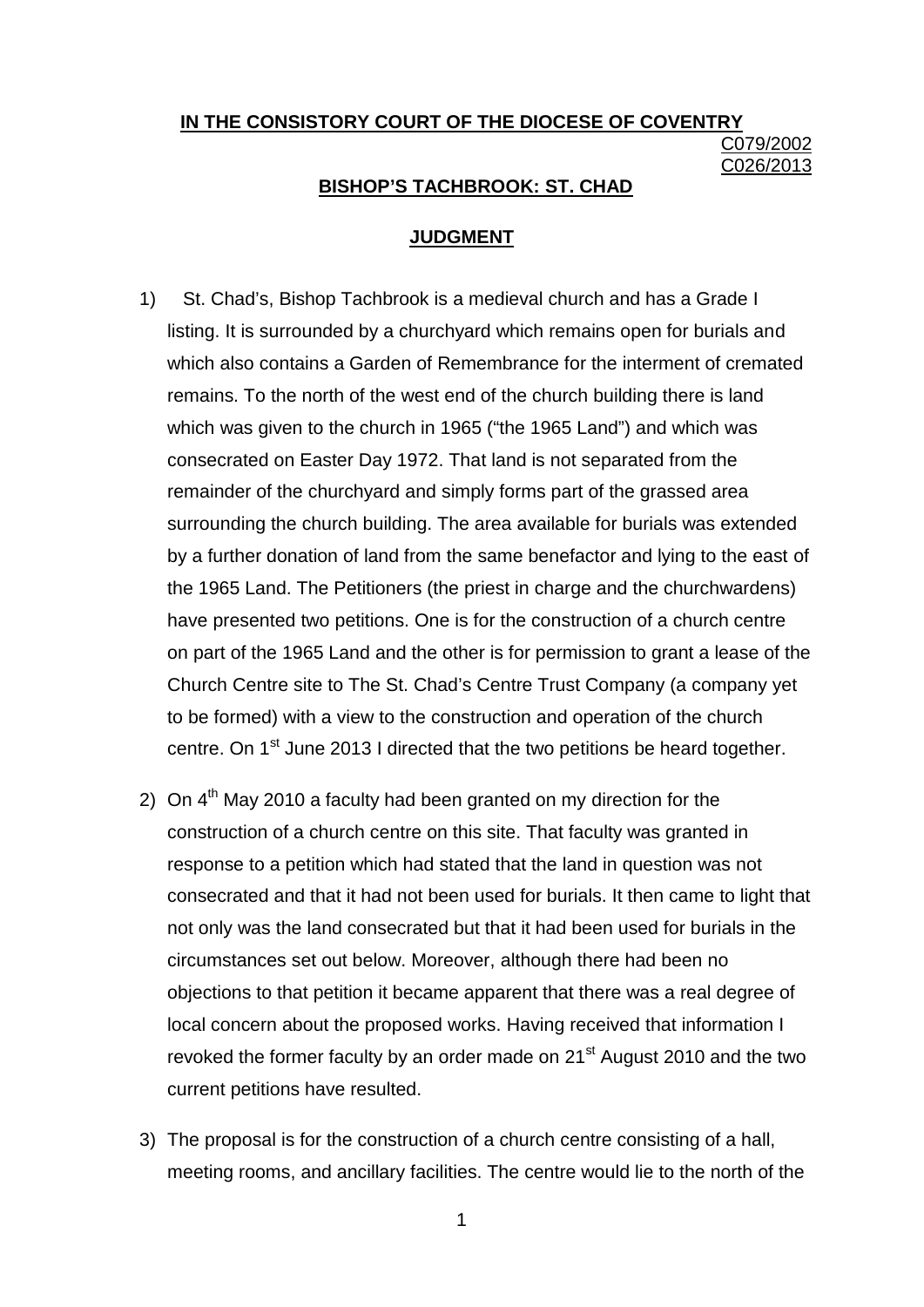**IN THE CONSISTORY COURT OF THE DIOCESE OF COVENTRY**

C079/2002
C026/2013

**BISHOP'S TACHBROOK: ST. CHAD**

**JUDGMENT**

1) St. Chad's, Bishop Tachbrook is a medieval church and has a Grade I listing. It is surrounded by a churchyard which remains open for burials and which also contains a Garden of Remembrance for the interment of cremated remains. To the north of the west end of the church building there is land which was given to the church in 1965 ("the 1965 Land") and which was consecrated on Easter Day 1972. That land is not separated from the remainder of the churchyard and simply forms part of the grassed area surrounding the church building. The area available for burials was extended by a further donation of land from the same benefactor and lying to the east of the 1965 Land. The Petitioners (the priest in charge and the churchwardens) have presented two petitions. One is for the construction of a church centre on part of the 1965 Land and the other is for permission to grant a lease of the Church Centre site to The St. Chad's Centre Trust Company (a company yet to be formed) with a view to the construction and operation of the church centre. On 1st June 2013 I directed that the two petitions be heard together.

2) On 4th May 2010 a faculty had been granted on my direction for the construction of a church centre on this site. That faculty was granted in response to a petition which had stated that the land in question was not consecrated and that it had not been used for burials. It then came to light that not only was the land consecrated but that it had been used for burials in the circumstances set out below. Moreover, although there had been no objections to that petition it became apparent that there was a real degree of local concern about the proposed works. Having received that information I revoked the former faculty by an order made on 21st August 2010 and the two current petitions have resulted.

3) The proposal is for the construction of a church centre consisting of a hall, meeting rooms, and ancillary facilities. The centre would lie to the north of the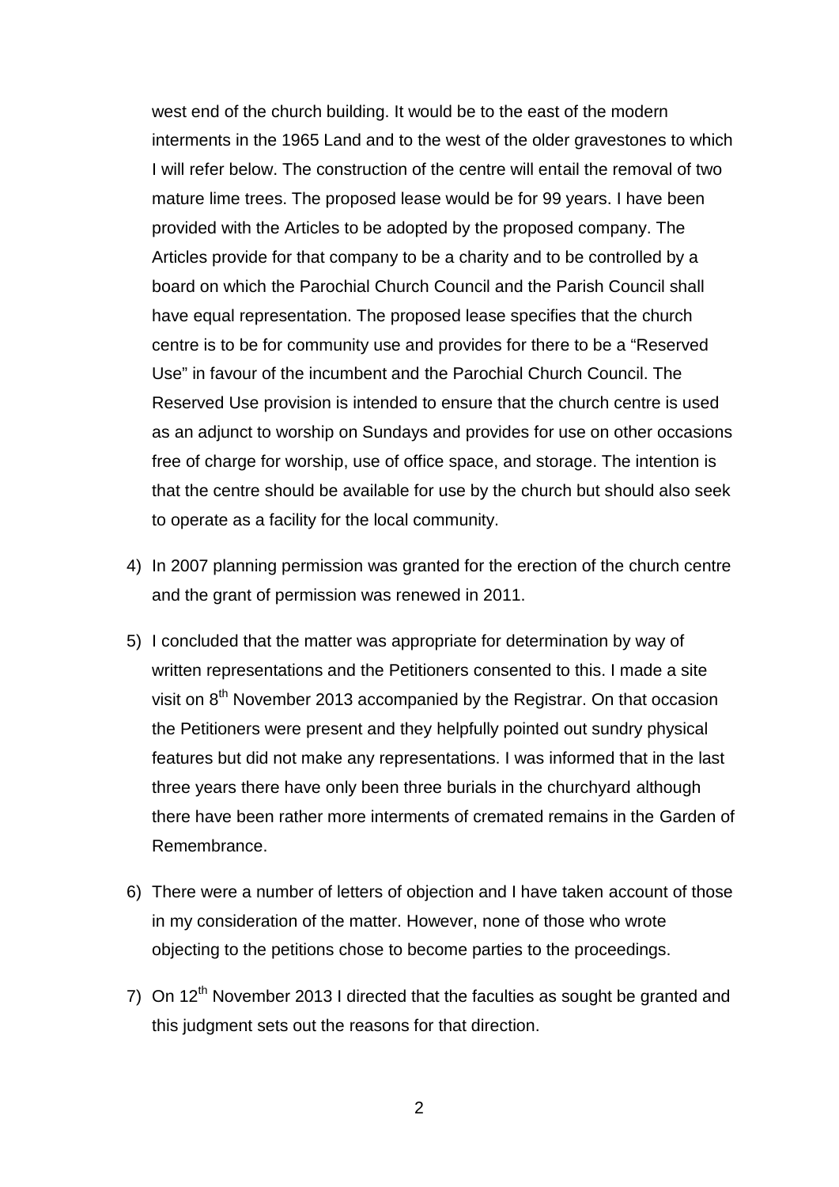west end of the church building. It would be to the east of the modern interments in the 1965 Land and to the west of the older gravestones to which I will refer below. The construction of the centre will entail the removal of two mature lime trees. The proposed lease would be for 99 years. I have been provided with the Articles to be adopted by the proposed company. The Articles provide for that company to be a charity and to be controlled by a board on which the Parochial Church Council and the Parish Council shall have equal representation. The proposed lease specifies that the church centre is to be for community use and provides for there to be a "Reserved Use" in favour of the incumbent and the Parochial Church Council. The Reserved Use provision is intended to ensure that the church centre is used as an adjunct to worship on Sundays and provides for use on other occasions free of charge for worship, use of office space, and storage. The intention is that the centre should be available for use by the church but should also seek to operate as a facility for the local community.

4) In 2007 planning permission was granted for the erection of the church centre and the grant of permission was renewed in 2011.

5) I concluded that the matter was appropriate for determination by way of written representations and the Petitioners consented to this. I made a site visit on 8th November 2013 accompanied by the Registrar. On that occasion the Petitioners were present and they helpfully pointed out sundry physical features but did not make any representations. I was informed that in the last three years there have only been three burials in the churchyard although there have been rather more interments of cremated remains in the Garden of Remembrance.

6) There were a number of letters of objection and I have taken account of those in my consideration of the matter. However, none of those who wrote objecting to the petitions chose to become parties to the proceedings.

7) On 12th November 2013 I directed that the faculties as sought be granted and this judgment sets out the reasons for that direction.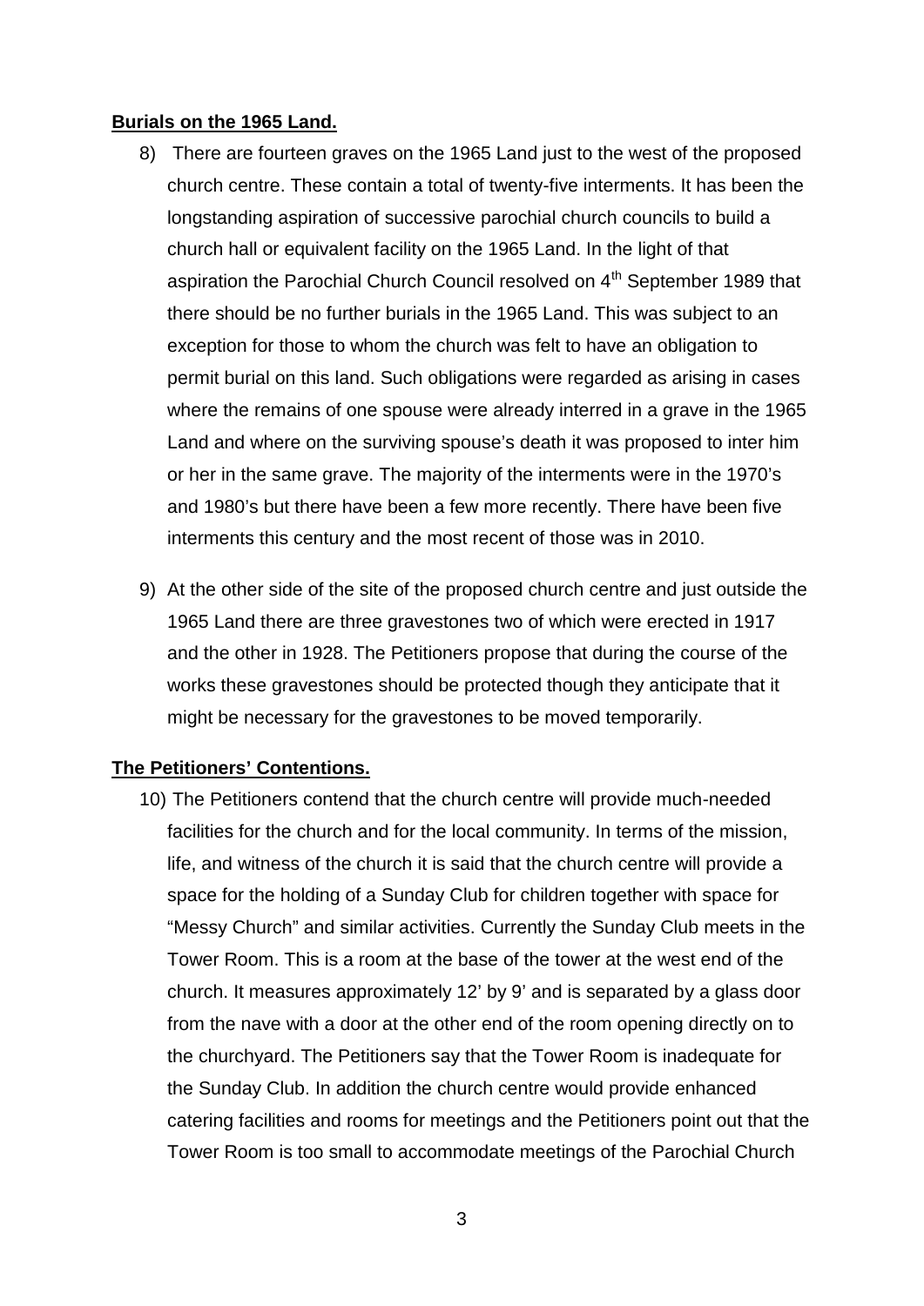**Burials on the 1965 Land.**

8) There are fourteen graves on the 1965 Land just to the west of the proposed church centre. These contain a total of twenty-five interments. It has been the longstanding aspiration of successive parochial church councils to build a church hall or equivalent facility on the 1965 Land. In the light of that aspiration the Parochial Church Council resolved on 4th September 1989 that there should be no further burials in the 1965 Land. This was subject to an exception for those to whom the church was felt to have an obligation to permit burial on this land. Such obligations were regarded as arising in cases where the remains of one spouse were already interred in a grave in the 1965 Land and where on the surviving spouse's death it was proposed to inter him or her in the same grave. The majority of the interments were in the 1970's and 1980's but there have been a few more recently. There have been five interments this century and the most recent of those was in 2010.

9) At the other side of the site of the proposed church centre and just outside the 1965 Land there are three gravestones two of which were erected in 1917 and the other in 1928. The Petitioners propose that during the course of the works these gravestones should be protected though they anticipate that it might be necessary for the gravestones to be moved temporarily.

**The Petitioners' Contentions.**

10) The Petitioners contend that the church centre will provide much-needed facilities for the church and for the local community. In terms of the mission, life, and witness of the church it is said that the church centre will provide a space for the holding of a Sunday Club for children together with space for "Messy Church" and similar activities. Currently the Sunday Club meets in the Tower Room. This is a room at the base of the tower at the west end of the church. It measures approximately 12' by 9' and is separated by a glass door from the nave with a door at the other end of the room opening directly on to the churchyard. The Petitioners say that the Tower Room is inadequate for the Sunday Club. In addition the church centre would provide enhanced catering facilities and rooms for meetings and the Petitioners point out that the Tower Room is too small to accommodate meetings of the Parochial Church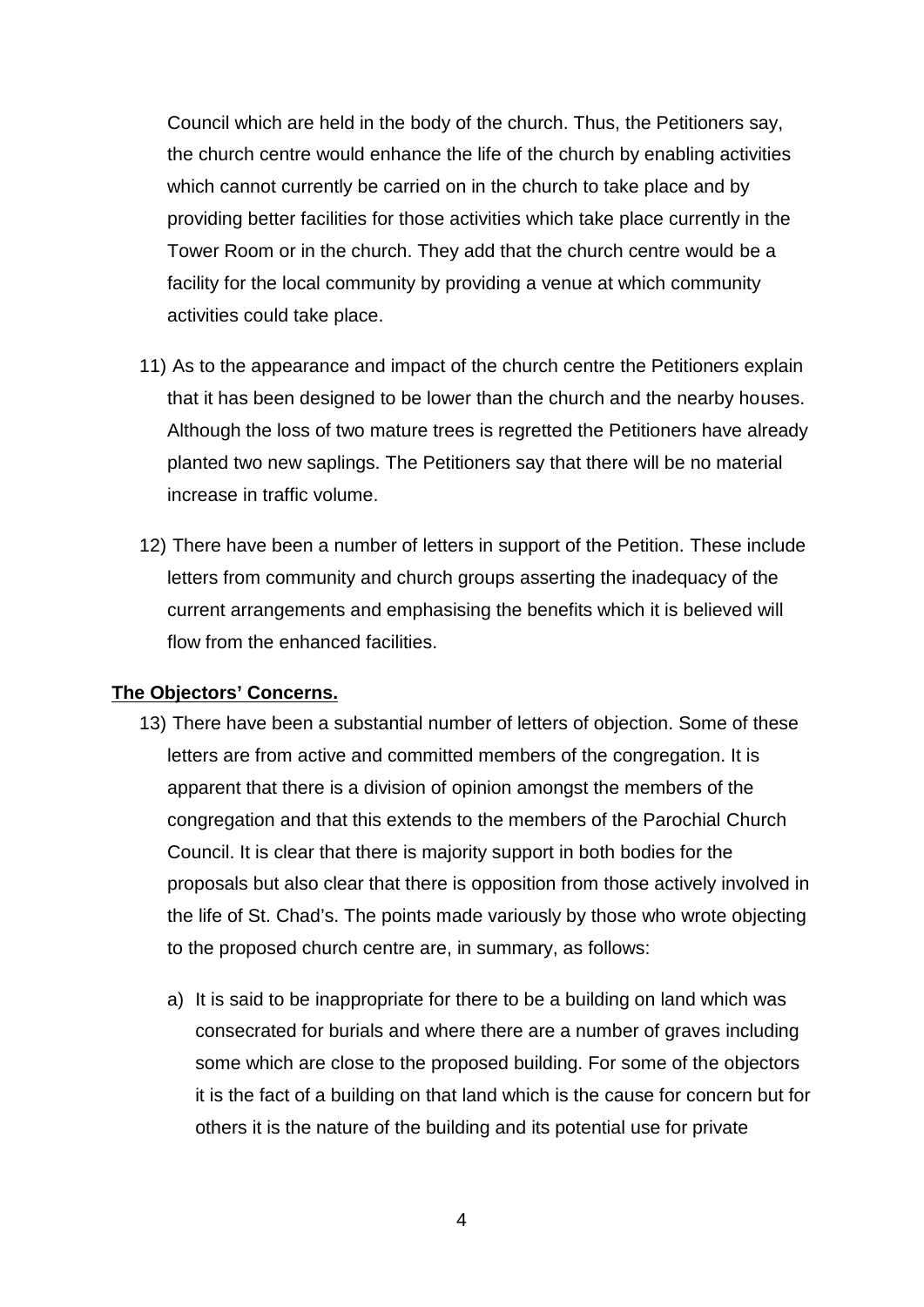Council which are held in the body of the church. Thus, the Petitioners say, the church centre would enhance the life of the church by enabling activities which cannot currently be carried on in the church to take place and by providing better facilities for those activities which take place currently in the Tower Room or in the church. They add that the church centre would be a facility for the local community by providing a venue at which community activities could take place.

11) As to the appearance and impact of the church centre the Petitioners explain that it has been designed to be lower than the church and the nearby houses. Although the loss of two mature trees is regretted the Petitioners have already planted two new saplings. The Petitioners say that there will be no material increase in traffic volume.

12) There have been a number of letters in support of the Petition. These include letters from community and church groups asserting the inadequacy of the current arrangements and emphasising the benefits which it is believed will flow from the enhanced facilities.

**The Objectors' Concerns.**

13) There have been a substantial number of letters of objection. Some of these letters are from active and committed members of the congregation. It is apparent that there is a division of opinion amongst the members of the congregation and that this extends to the members of the Parochial Church Council. It is clear that there is majority support in both bodies for the proposals but also clear that there is opposition from those actively involved in the life of St. Chad's. The points made variously by those who wrote objecting to the proposed church centre are, in summary, as follows:

   a) It is said to be inappropriate for there to be a building on land which was consecrated for burials and where there are a number of graves including some which are close to the proposed building. For some of the objectors it is the fact of a building on that land which is the cause for concern but for others it is the nature of the building and its potential use for private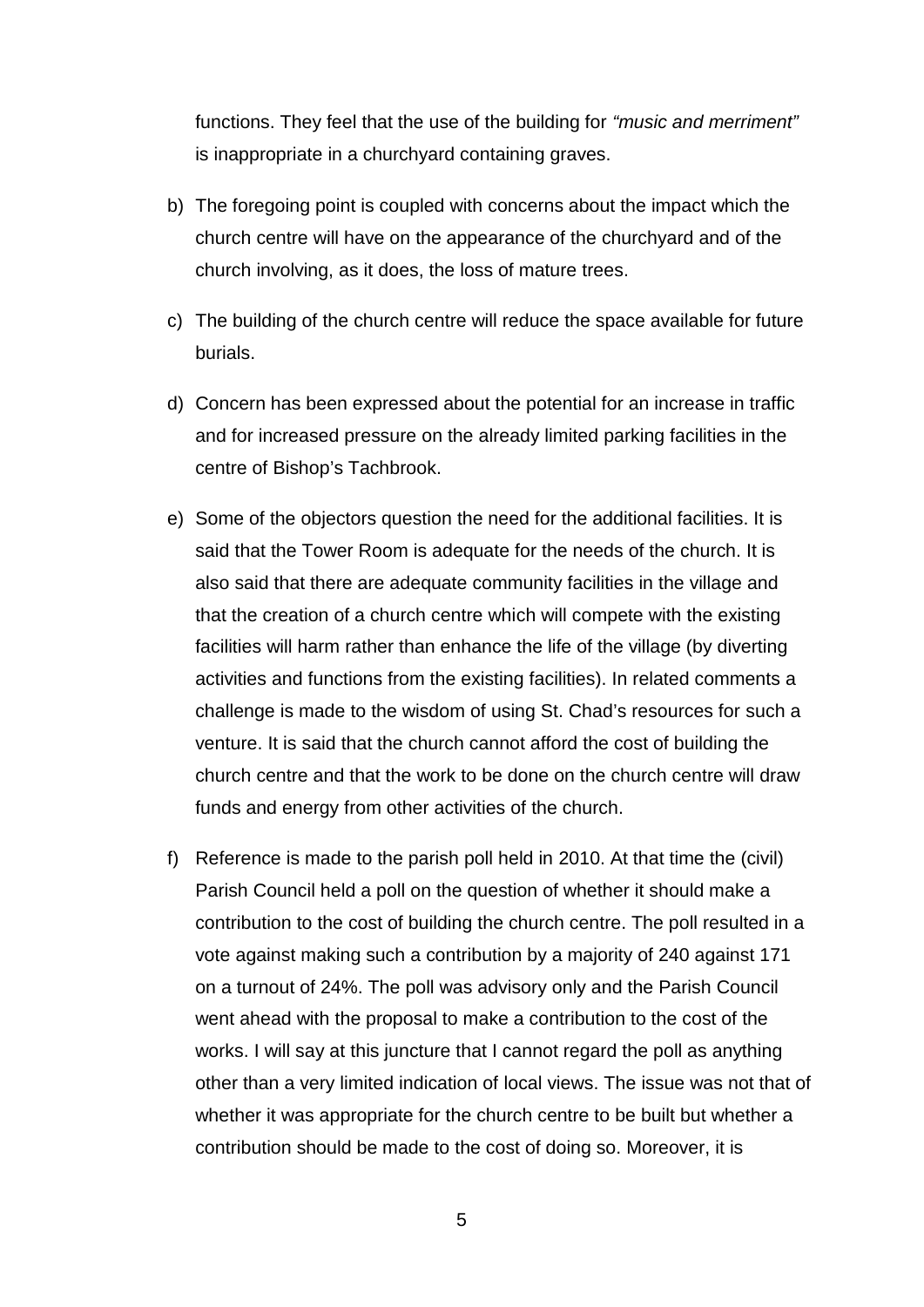functions. They feel that the use of the building for *"music and merriment"* is inappropriate in a churchyard containing graves.

b) The foregoing point is coupled with concerns about the impact which the church centre will have on the appearance of the churchyard and of the church involving, as it does, the loss of mature trees.

c) The building of the church centre will reduce the space available for future burials.

d) Concern has been expressed about the potential for an increase in traffic and for increased pressure on the already limited parking facilities in the centre of Bishop's Tachbrook.

e) Some of the objectors question the need for the additional facilities. It is said that the Tower Room is adequate for the needs of the church. It is also said that there are adequate community facilities in the village and that the creation of a church centre which will compete with the existing facilities will harm rather than enhance the life of the village (by diverting activities and functions from the existing facilities). In related comments a challenge is made to the wisdom of using St. Chad's resources for such a venture. It is said that the church cannot afford the cost of building the church centre and that the work to be done on the church centre will draw funds and energy from other activities of the church.

f) Reference is made to the parish poll held in 2010. At that time the (civil) Parish Council held a poll on the question of whether it should make a contribution to the cost of building the church centre. The poll resulted in a vote against making such a contribution by a majority of 240 against 171 on a turnout of 24%. The poll was advisory only and the Parish Council went ahead with the proposal to make a contribution to the cost of the works. I will say at this juncture that I cannot regard the poll as anything other than a very limited indication of local views. The issue was not that of whether it was appropriate for the church centre to be built but whether a contribution should be made to the cost of doing so. Moreover, it is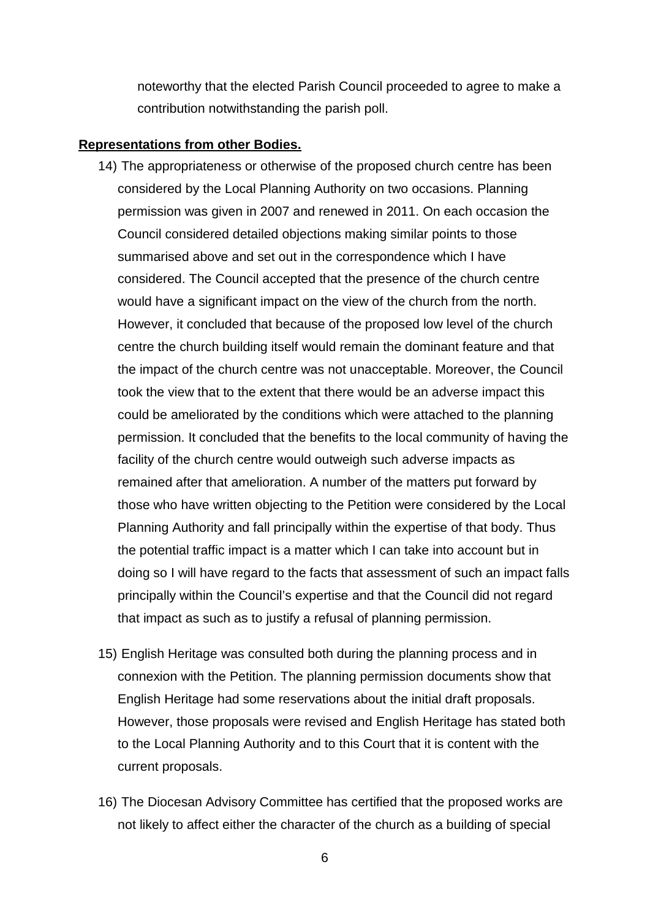noteworthy that the elected Parish Council proceeded to agree to make a contribution notwithstanding the parish poll.

**Representations from other Bodies.**

14) The appropriateness or otherwise of the proposed church centre has been considered by the Local Planning Authority on two occasions. Planning permission was given in 2007 and renewed in 2011. On each occasion the Council considered detailed objections making similar points to those summarised above and set out in the correspondence which I have considered. The Council accepted that the presence of the church centre would have a significant impact on the view of the church from the north. However, it concluded that because of the proposed low level of the church centre the church building itself would remain the dominant feature and that the impact of the church centre was not unacceptable. Moreover, the Council took the view that to the extent that there would be an adverse impact this could be ameliorated by the conditions which were attached to the planning permission. It concluded that the benefits to the local community of having the facility of the church centre would outweigh such adverse impacts as remained after that amelioration. A number of the matters put forward by those who have written objecting to the Petition were considered by the Local Planning Authority and fall principally within the expertise of that body. Thus the potential traffic impact is a matter which I can take into account but in doing so I will have regard to the facts that assessment of such an impact falls principally within the Council's expertise and that the Council did not regard that impact as such as to justify a refusal of planning permission.

15) English Heritage was consulted both during the planning process and in connexion with the Petition. The planning permission documents show that English Heritage had some reservations about the initial draft proposals. However, those proposals were revised and English Heritage has stated both to the Local Planning Authority and to this Court that it is content with the current proposals.

16) The Diocesan Advisory Committee has certified that the proposed works are not likely to affect either the character of the church as a building of special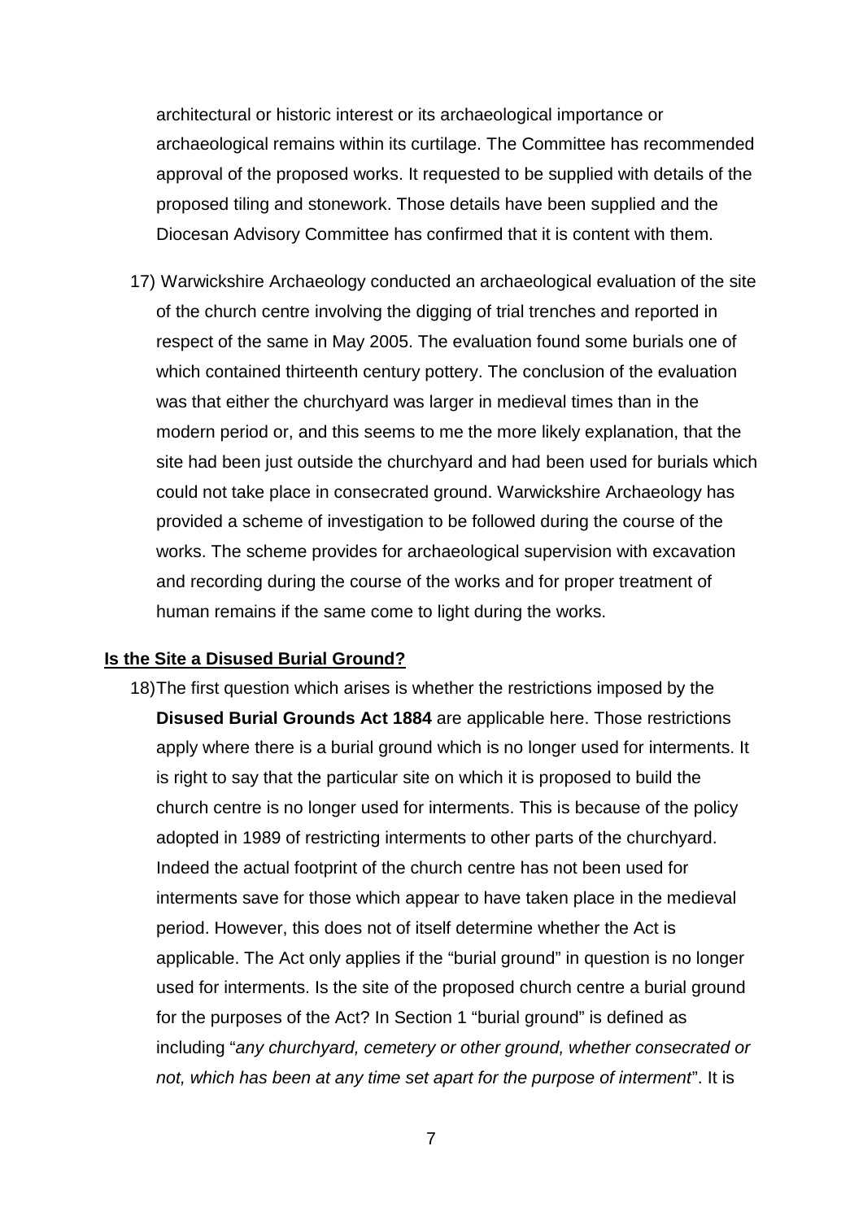architectural or historic interest or its archaeological importance or archaeological remains within its curtilage. The Committee has recommended approval of the proposed works. It requested to be supplied with details of the proposed tiling and stonework. Those details have been supplied and the Diocesan Advisory Committee has confirmed that it is content with them.

17) Warwickshire Archaeology conducted an archaeological evaluation of the site of the church centre involving the digging of trial trenches and reported in respect of the same in May 2005. The evaluation found some burials one of which contained thirteenth century pottery. The conclusion of the evaluation was that either the churchyard was larger in medieval times than in the modern period or, and this seems to me the more likely explanation, that the site had been just outside the churchyard and had been used for burials which could not take place in consecrated ground. Warwickshire Archaeology has provided a scheme of investigation to be followed during the course of the works. The scheme provides for archaeological supervision with excavation and recording during the course of the works and for proper treatment of human remains if the same come to light during the works.

**Is the Site a Disused Burial Ground?**

18) The first question which arises is whether the restrictions imposed by the **Disused Burial Grounds Act 1884** are applicable here. Those restrictions apply where there is a burial ground which is no longer used for interments. It is right to say that the particular site on which it is proposed to build the church centre is no longer used for interments. This is because of the policy adopted in 1989 of restricting interments to other parts of the churchyard. Indeed the actual footprint of the church centre has not been used for interments save for those which appear to have taken place in the medieval period. However, this does not of itself determine whether the Act is applicable. The Act only applies if the "burial ground" in question is no longer used for interments. Is the site of the proposed church centre a burial ground for the purposes of the Act? In Section 1 "burial ground" is defined as including "*any churchyard, cemetery or other ground, whether consecrated or not, which has been at any time set apart for the purpose of interment*". It is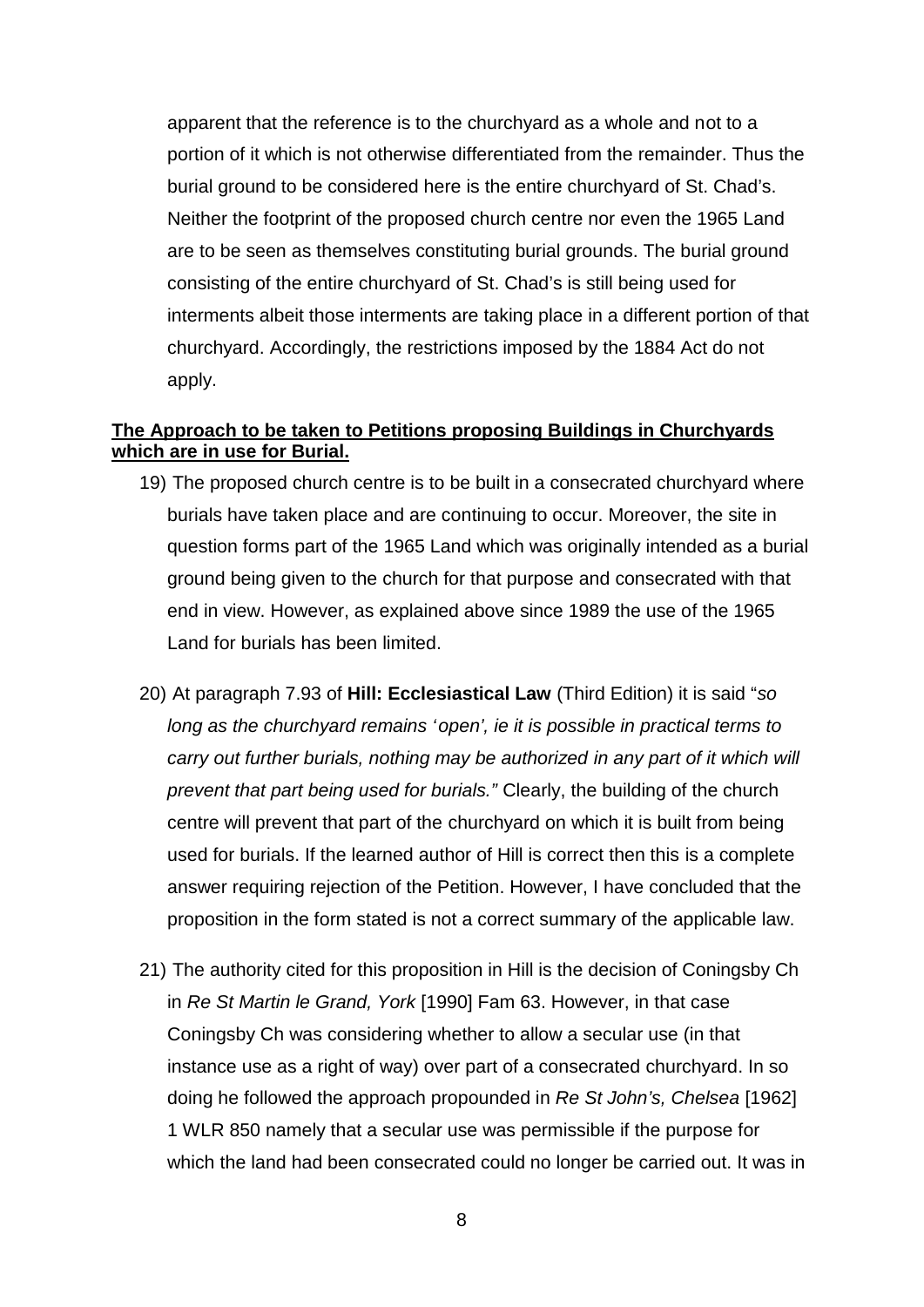apparent that the reference is to the churchyard as a whole and not to a portion of it which is not otherwise differentiated from the remainder. Thus the burial ground to be considered here is the entire churchyard of St. Chad's. Neither the footprint of the proposed church centre nor even the 1965 Land are to be seen as themselves constituting burial grounds. The burial ground consisting of the entire churchyard of St. Chad's is still being used for interments albeit those interments are taking place in a different portion of that churchyard. Accordingly, the restrictions imposed by the 1884 Act do not apply.

**The Approach to be taken to Petitions proposing Buildings in Churchyards which are in use for Burial.**

19) The proposed church centre is to be built in a consecrated churchyard where burials have taken place and are continuing to occur. Moreover, the site in question forms part of the 1965 Land which was originally intended as a burial ground being given to the church for that purpose and consecrated with that end in view. However, as explained above since 1989 the use of the 1965 Land for burials has been limited.

20) At paragraph 7.93 of **Hill: Ecclesiastical Law** (Third Edition) it is said "*so long as the churchyard remains 'open', ie it is possible in practical terms to carry out further burials, nothing may be authorized in any part of it which will prevent that part being used for burials."* Clearly, the building of the church centre will prevent that part of the churchyard on which it is built from being used for burials. If the learned author of Hill is correct then this is a complete answer requiring rejection of the Petition. However, I have concluded that the proposition in the form stated is not a correct summary of the applicable law.

21) The authority cited for this proposition in Hill is the decision of Coningsby Ch in *Re St Martin le Grand, York* [1990] Fam 63. However, in that case Coningsby Ch was considering whether to allow a secular use (in that instance use as a right of way) over part of a consecrated churchyard. In so doing he followed the approach propounded in *Re St John's, Chelsea* [1962] 1 WLR 850 namely that a secular use was permissible if the purpose for which the land had been consecrated could no longer be carried out. It was in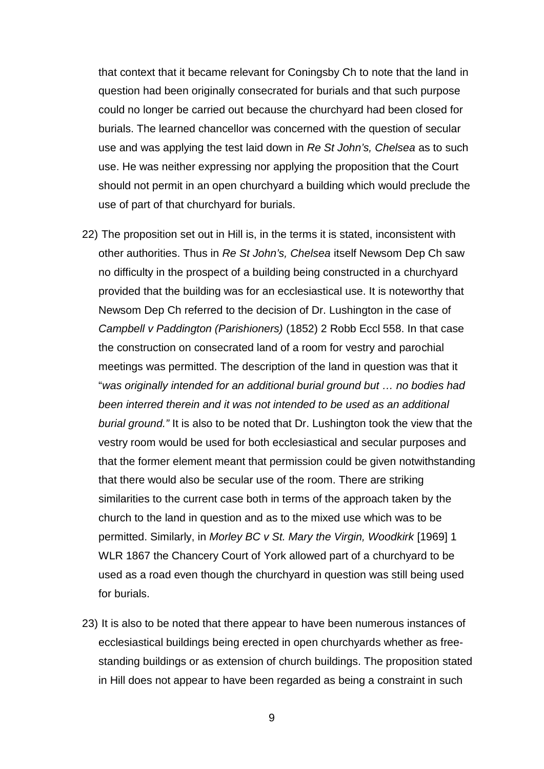that context that it became relevant for Coningsby Ch to note that the land in question had been originally consecrated for burials and that such purpose could no longer be carried out because the churchyard had been closed for burials. The learned chancellor was concerned with the question of secular use and was applying the test laid down in *Re St John's, Chelsea* as to such use. He was neither expressing nor applying the proposition that the Court should not permit in an open churchyard a building which would preclude the use of part of that churchyard for burials.

22) The proposition set out in Hill is, in the terms it is stated, inconsistent with other authorities. Thus in *Re St John's, Chelsea* itself Newsom Dep Ch saw no difficulty in the prospect of a building being constructed in a churchyard provided that the building was for an ecclesiastical use. It is noteworthy that Newsom Dep Ch referred to the decision of Dr. Lushington in the case of *Campbell v Paddington (Parishioners)* (1852) 2 Robb Eccl 558. In that case the construction on consecrated land of a room for vestry and parochial meetings was permitted. The description of the land in question was that it "*was originally intended for an additional burial ground but … no bodies had been interred therein and it was not intended to be used as an additional burial ground."* It is also to be noted that Dr. Lushington took the view that the vestry room would be used for both ecclesiastical and secular purposes and that the former element meant that permission could be given notwithstanding that there would also be secular use of the room. There are striking similarities to the current case both in terms of the approach taken by the church to the land in question and as to the mixed use which was to be permitted. Similarly, in *Morley BC v St. Mary the Virgin, Woodkirk* [1969] 1 WLR 1867 the Chancery Court of York allowed part of a churchyard to be used as a road even though the churchyard in question was still being used for burials.

23) It is also to be noted that there appear to have been numerous instances of ecclesiastical buildings being erected in open churchyards whether as free-standing buildings or as extension of church buildings. The proposition stated in Hill does not appear to have been regarded as being a constraint in such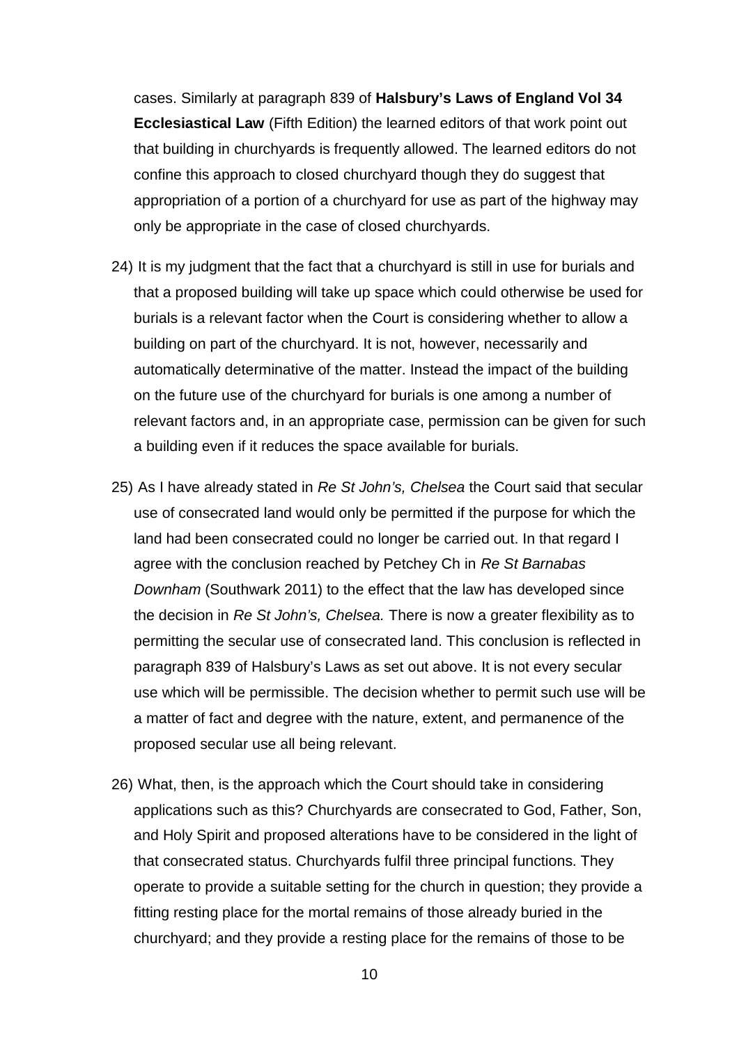cases. Similarly at paragraph 839 of **Halsbury's Laws of England Vol 34 Ecclesiastical Law** (Fifth Edition) the learned editors of that work point out that building in churchyards is frequently allowed. The learned editors do not confine this approach to closed churchyard though they do suggest that appropriation of a portion of a churchyard for use as part of the highway may only be appropriate in the case of closed churchyards.

24) It is my judgment that the fact that a churchyard is still in use for burials and that a proposed building will take up space which could otherwise be used for burials is a relevant factor when the Court is considering whether to allow a building on part of the churchyard. It is not, however, necessarily and automatically determinative of the matter. Instead the impact of the building on the future use of the churchyard for burials is one among a number of relevant factors and, in an appropriate case, permission can be given for such a building even if it reduces the space available for burials.

25) As I have already stated in *Re St John's, Chelsea* the Court said that secular use of consecrated land would only be permitted if the purpose for which the land had been consecrated could no longer be carried out. In that regard I agree with the conclusion reached by Petchey Ch in *Re St Barnabas Downham* (Southwark 2011) to the effect that the law has developed since the decision in *Re St John's, Chelsea.* There is now a greater flexibility as to permitting the secular use of consecrated land. This conclusion is reflected in paragraph 839 of Halsbury's Laws as set out above. It is not every secular use which will be permissible. The decision whether to permit such use will be a matter of fact and degree with the nature, extent, and permanence of the proposed secular use all being relevant.

26) What, then, is the approach which the Court should take in considering applications such as this? Churchyards are consecrated to God, Father, Son, and Holy Spirit and proposed alterations have to be considered in the light of that consecrated status. Churchyards fulfil three principal functions. They operate to provide a suitable setting for the church in question; they provide a fitting resting place for the mortal remains of those already buried in the churchyard; and they provide a resting place for the remains of those to be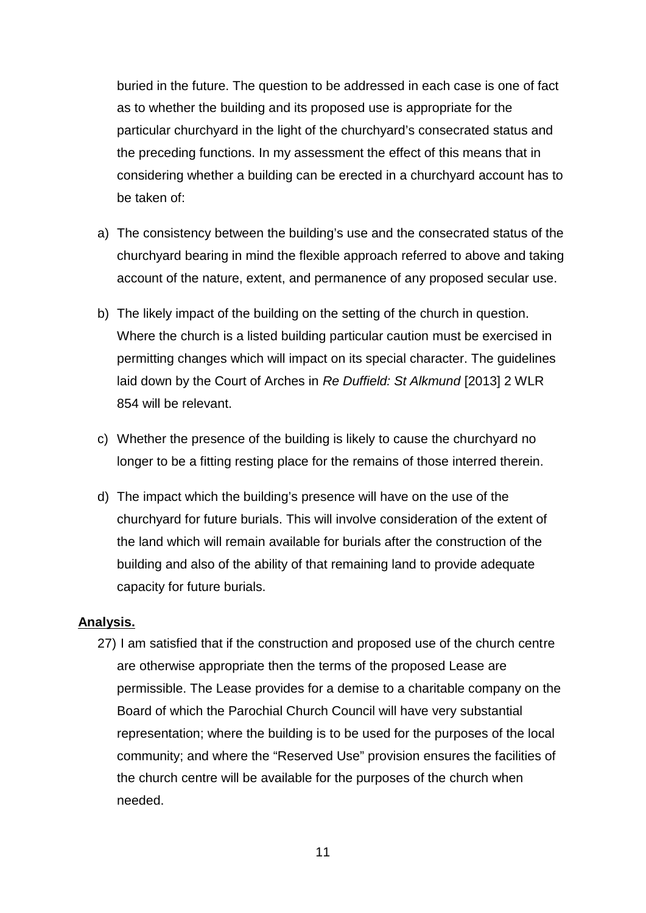buried in the future. The question to be addressed in each case is one of fact as to whether the building and its proposed use is appropriate for the particular churchyard in the light of the churchyard's consecrated status and the preceding functions. In my assessment the effect of this means that in considering whether a building can be erected in a churchyard account has to be taken of:

a) The consistency between the building's use and the consecrated status of the churchyard bearing in mind the flexible approach referred to above and taking account of the nature, extent, and permanence of any proposed secular use.

b) The likely impact of the building on the setting of the church in question. Where the church is a listed building particular caution must be exercised in permitting changes which will impact on its special character. The guidelines laid down by the Court of Arches in *Re Duffield: St Alkmund* [2013] 2 WLR 854 will be relevant.

c) Whether the presence of the building is likely to cause the churchyard no longer to be a fitting resting place for the remains of those interred therein.

d) The impact which the building's presence will have on the use of the churchyard for future burials. This will involve consideration of the extent of the land which will remain available for burials after the construction of the building and also of the ability of that remaining land to provide adequate capacity for future burials.

**Analysis.**

27) I am satisfied that if the construction and proposed use of the church centre are otherwise appropriate then the terms of the proposed Lease are permissible. The Lease provides for a demise to a charitable company on the Board of which the Parochial Church Council will have very substantial representation; where the building is to be used for the purposes of the local community; and where the "Reserved Use" provision ensures the facilities of the church centre will be available for the purposes of the church when needed.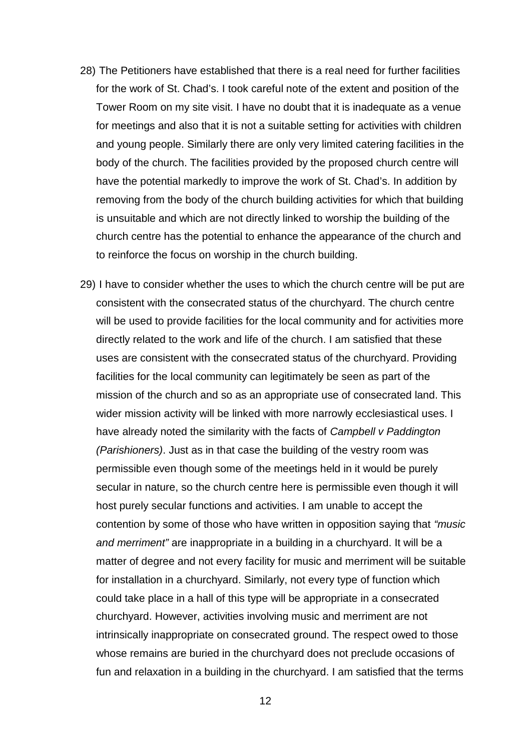28) The Petitioners have established that there is a real need for further facilities for the work of St. Chad's. I took careful note of the extent and position of the Tower Room on my site visit. I have no doubt that it is inadequate as a venue for meetings and also that it is not a suitable setting for activities with children and young people. Similarly there are only very limited catering facilities in the body of the church. The facilities provided by the proposed church centre will have the potential markedly to improve the work of St. Chad's. In addition by removing from the body of the church building activities for which that building is unsuitable and which are not directly linked to worship the building of the church centre has the potential to enhance the appearance of the church and to reinforce the focus on worship in the church building.

29) I have to consider whether the uses to which the church centre will be put are consistent with the consecrated status of the churchyard. The church centre will be used to provide facilities for the local community and for activities more directly related to the work and life of the church. I am satisfied that these uses are consistent with the consecrated status of the churchyard. Providing facilities for the local community can legitimately be seen as part of the mission of the church and so as an appropriate use of consecrated land. This wider mission activity will be linked with more narrowly ecclesiastical uses. I have already noted the similarity with the facts of *Campbell v Paddington (Parishioners)*. Just as in that case the building of the vestry room was permissible even though some of the meetings held in it would be purely secular in nature, so the church centre here is permissible even though it will host purely secular functions and activities. I am unable to accept the contention by some of those who have written in opposition saying that *"music and merriment"* are inappropriate in a building in a churchyard. It will be a matter of degree and not every facility for music and merriment will be suitable for installation in a churchyard. Similarly, not every type of function which could take place in a hall of this type will be appropriate in a consecrated churchyard. However, activities involving music and merriment are not intrinsically inappropriate on consecrated ground. The respect owed to those whose remains are buried in the churchyard does not preclude occasions of fun and relaxation in a building in the churchyard. I am satisfied that the terms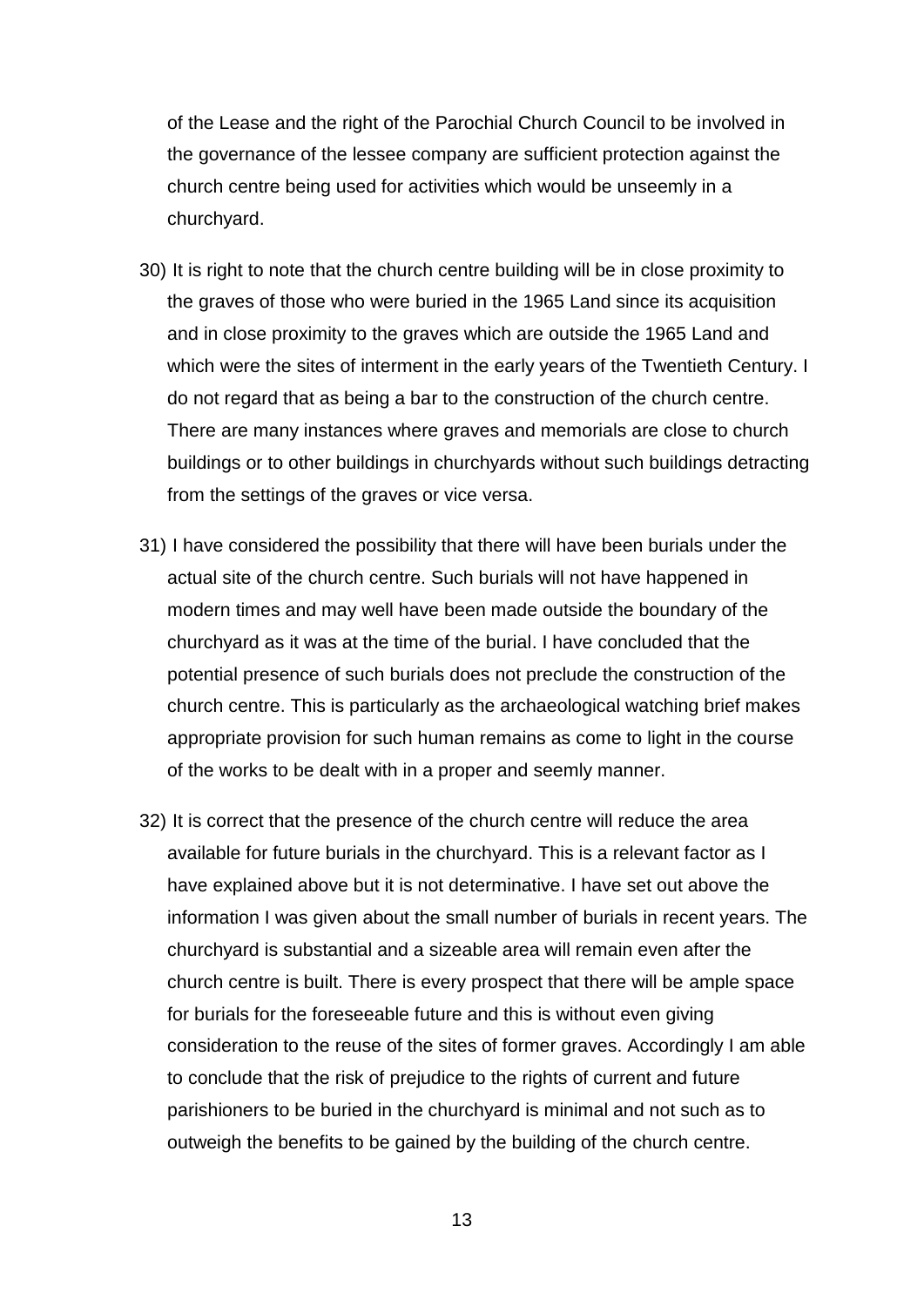of the Lease and the right of the Parochial Church Council to be involved in the governance of the lessee company are sufficient protection against the church centre being used for activities which would be unseemly in a churchyard.

30) It is right to note that the church centre building will be in close proximity to the graves of those who were buried in the 1965 Land since its acquisition and in close proximity to the graves which are outside the 1965 Land and which were the sites of interment in the early years of the Twentieth Century. I do not regard that as being a bar to the construction of the church centre. There are many instances where graves and memorials are close to church buildings or to other buildings in churchyards without such buildings detracting from the settings of the graves or vice versa.

31) I have considered the possibility that there will have been burials under the actual site of the church centre. Such burials will not have happened in modern times and may well have been made outside the boundary of the churchyard as it was at the time of the burial. I have concluded that the potential presence of such burials does not preclude the construction of the church centre. This is particularly as the archaeological watching brief makes appropriate provision for such human remains as come to light in the course of the works to be dealt with in a proper and seemly manner.

32) It is correct that the presence of the church centre will reduce the area available for future burials in the churchyard. This is a relevant factor as I have explained above but it is not determinative. I have set out above the information I was given about the small number of burials in recent years. The churchyard is substantial and a sizeable area will remain even after the church centre is built. There is every prospect that there will be ample space for burials for the foreseeable future and this is without even giving consideration to the reuse of the sites of former graves. Accordingly I am able to conclude that the risk of prejudice to the rights of current and future parishioners to be buried in the churchyard is minimal and not such as to outweigh the benefits to be gained by the building of the church centre.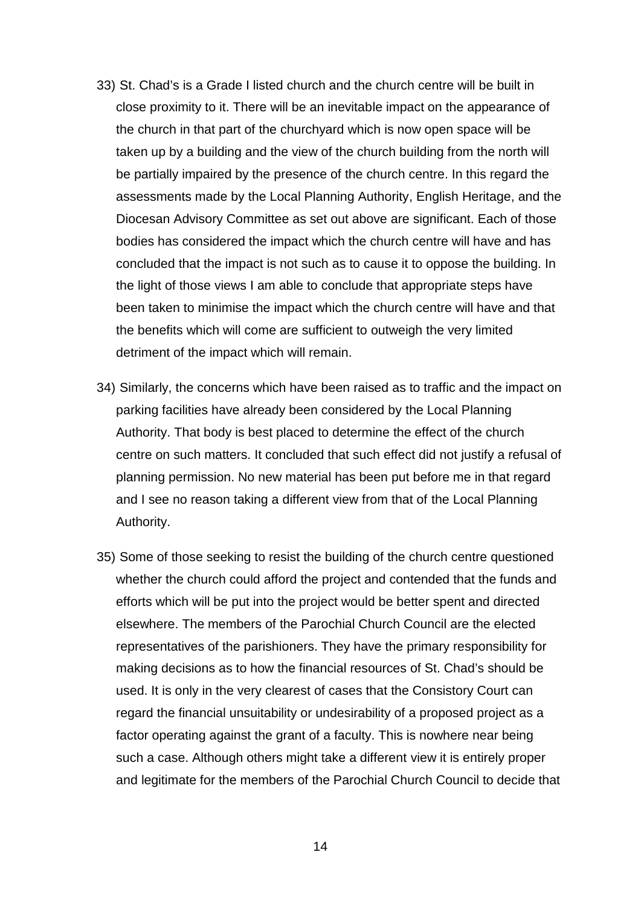33) St. Chad's is a Grade I listed church and the church centre will be built in close proximity to it. There will be an inevitable impact on the appearance of the church in that part of the churchyard which is now open space will be taken up by a building and the view of the church building from the north will be partially impaired by the presence of the church centre. In this regard the assessments made by the Local Planning Authority, English Heritage, and the Diocesan Advisory Committee as set out above are significant. Each of those bodies has considered the impact which the church centre will have and has concluded that the impact is not such as to cause it to oppose the building. In the light of those views I am able to conclude that appropriate steps have been taken to minimise the impact which the church centre will have and that the benefits which will come are sufficient to outweigh the very limited detriment of the impact which will remain.

34) Similarly, the concerns which have been raised as to traffic and the impact on parking facilities have already been considered by the Local Planning Authority. That body is best placed to determine the effect of the church centre on such matters. It concluded that such effect did not justify a refusal of planning permission. No new material has been put before me in that regard and I see no reason taking a different view from that of the Local Planning Authority.

35) Some of those seeking to resist the building of the church centre questioned whether the church could afford the project and contended that the funds and efforts which will be put into the project would be better spent and directed elsewhere. The members of the Parochial Church Council are the elected representatives of the parishioners. They have the primary responsibility for making decisions as to how the financial resources of St. Chad's should be used. It is only in the very clearest of cases that the Consistory Court can regard the financial unsuitability or undesirability of a proposed project as a factor operating against the grant of a faculty. This is nowhere near being such a case. Although others might take a different view it is entirely proper and legitimate for the members of the Parochial Church Council to decide that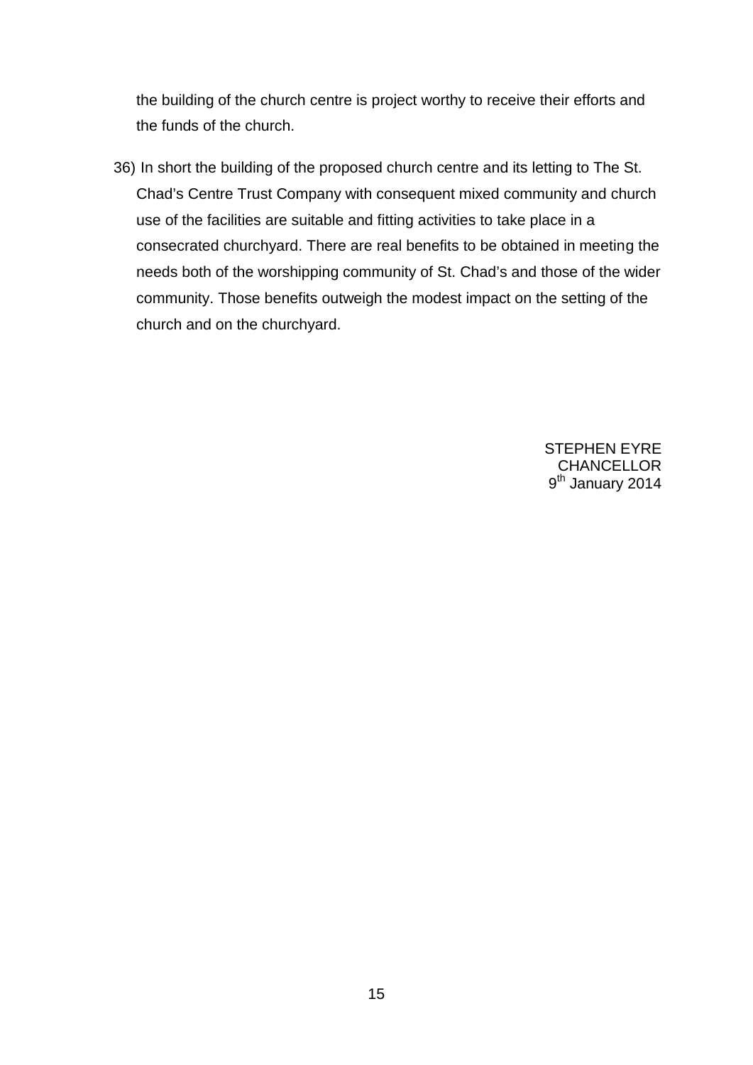the building of the church centre is project worthy to receive their efforts and the funds of the church.

36) In short the building of the proposed church centre and its letting to The St. Chad's Centre Trust Company with consequent mixed community and church use of the facilities are suitable and fitting activities to take place in a consecrated churchyard. There are real benefits to be obtained in meeting the needs both of the worshipping community of St. Chad's and those of the wider community. Those benefits outweigh the modest impact on the setting of the church and on the churchyard.

STEPHEN EYRE
CHANCELLOR
9th January 2014